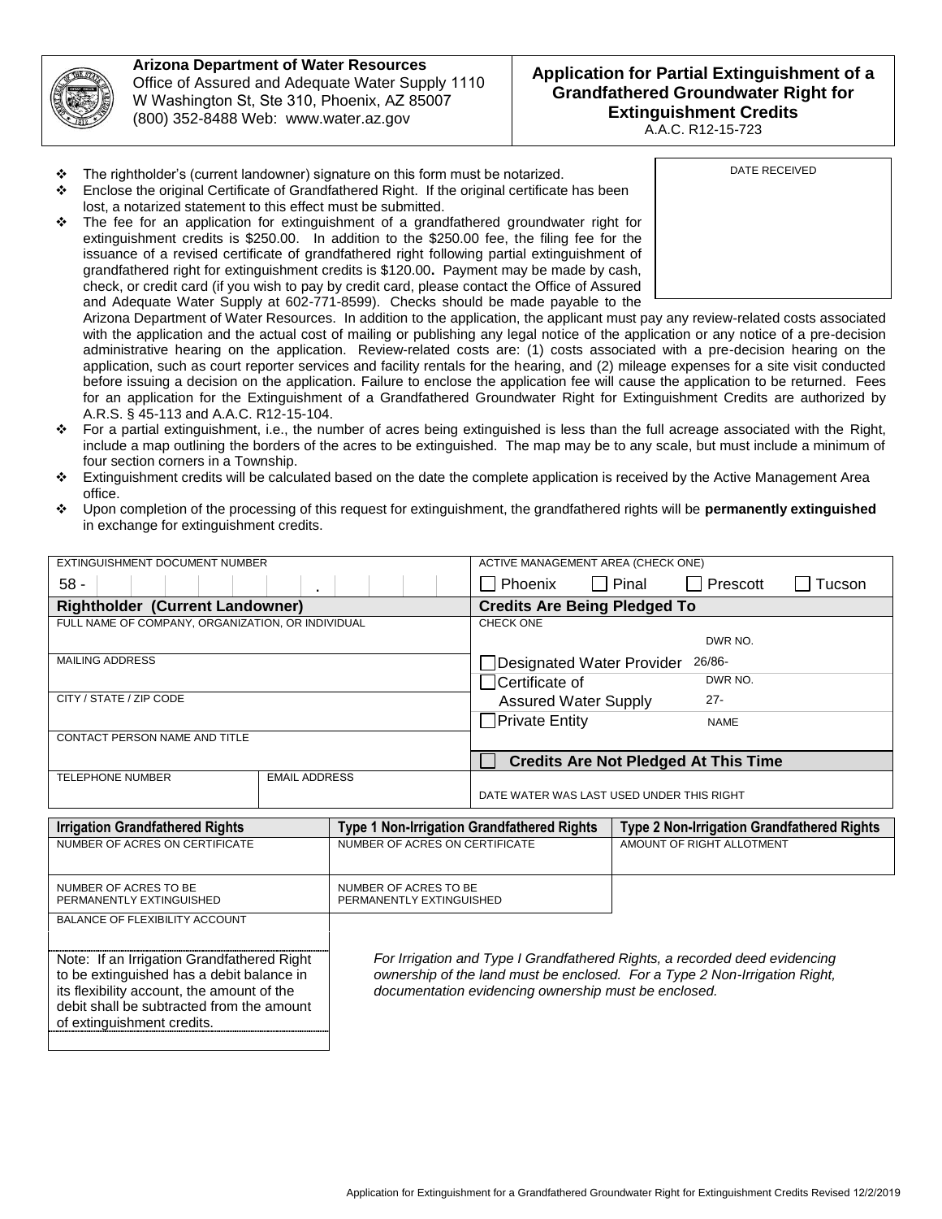**Arizona Department of Water Resources**
Office of Assured and Adequate Water Supply 1110 W Washington St, Ste 310, Phoenix, AZ 85007
(800) 352-8488 Web: www.water.az.gov

# Application for Partial Extinguishment of a Grandfathered Groundwater Right for Extinguishment Credits

A.A.C. R12-15-723

| DATE RECEIVED |
|---|
| |

- The rightholder's (current landowner) signature on this form must be notarized.
- Enclose the original Certificate of Grandfathered Right. If the original certificate has been lost, a notarized statement to this effect must be submitted.
- The fee for an application for extinguishment of a grandfathered groundwater right for extinguishment credits is $250.00. In addition to the $250.00 fee, the filing fee for the issuance of a revised certificate of grandfathered right following partial extinguishment of grandfathered right for extinguishment credits is $120.00**.** Payment may be made by cash, check, or credit card (if you wish to pay by credit card, please contact the Office of Assured and Adequate Water Supply at 602-771-8599). Checks should be made payable to the Arizona Department of Water Resources. In addition to the application, the applicant must pay any review-related costs associated with the application and the actual cost of mailing or publishing any legal notice of the application or any notice of a pre-decision administrative hearing on the application. Review-related costs are: (1) costs associated with a pre-decision hearing on the application, such as court reporter services and facility rentals for the hearing, and (2) mileage expenses for a site visit conducted before issuing a decision on the application. Failure to enclose the application fee will cause the application to be returned. Fees for an application for the Extinguishment of a Grandfathered Groundwater Right for Extinguishment Credits are authorized by A.R.S. § 45-113 and A.A.C. R12-15-104.
- For a partial extinguishment, i.e., the number of acres being extinguished is less than the full acreage associated with the Right, include a map outlining the borders of the acres to be extinguished. The map may be to any scale, but must include a minimum of four section corners in a Township.
- Extinguishment credits will be calculated based on the date the complete application is received by the Active Management Area office.
- Upon completion of the processing of this request for extinguishment, the grandfathered rights will be **permanently extinguished** in exchange for extinguishment credits.

| EXTINGUISHMENT DOCUMENT NUMBER | | ACTIVE MANAGEMENT AREA (CHECK ONE) |
|---|---|---|
| 58 - . | | ☐ Phoenix ☐ Pinal ☐ Prescott ☐ Tucson |
| **Rightholder (Current Landowner)** | | **Credits Are Being Pledged To** |
| FULL NAME OF COMPANY, ORGANIZATION, OR INDIVIDUAL | | CHECK ONE |
| MAILING ADDRESS | | ☐ Designated Water Provider — DWR NO. 26/86- |
| CITY / STATE / ZIP CODE | | ☐ Certificate of Assured Water Supply — DWR NO. 27- |
| CONTACT PERSON NAME AND TITLE | | ☐ Private Entity — NAME |
| | | ☐ **Credits Are Not Pledged At This Time** |
| TELEPHONE NUMBER | EMAIL ADDRESS | DATE WATER WAS LAST USED UNDER THIS RIGHT |

| Irrigation Grandfathered Rights | Type 1 Non-Irrigation Grandfathered Rights | Type 2 Non-Irrigation Grandfathered Rights |
|---|---|---|
| NUMBER OF ACRES ON CERTIFICATE | NUMBER OF ACRES ON CERTIFICATE | AMOUNT OF RIGHT ALLOTMENT |
| NUMBER OF ACRES TO BE PERMANENTLY EXTINGUISHED | NUMBER OF ACRES TO BE PERMANENTLY EXTINGUISHED | |
| BALANCE OF FLEXIBILITY ACCOUNT | | |

Note: If an Irrigation Grandfathered Right to be extinguished has a debit balance in its flexibility account, the amount of the debit shall be subtracted from the amount of extinguishment credits.

*For Irrigation and Type I Grandfathered Rights, a recorded deed evidencing ownership of the land must be enclosed. For a Type 2 Non-Irrigation Right, documentation evidencing ownership must be enclosed.*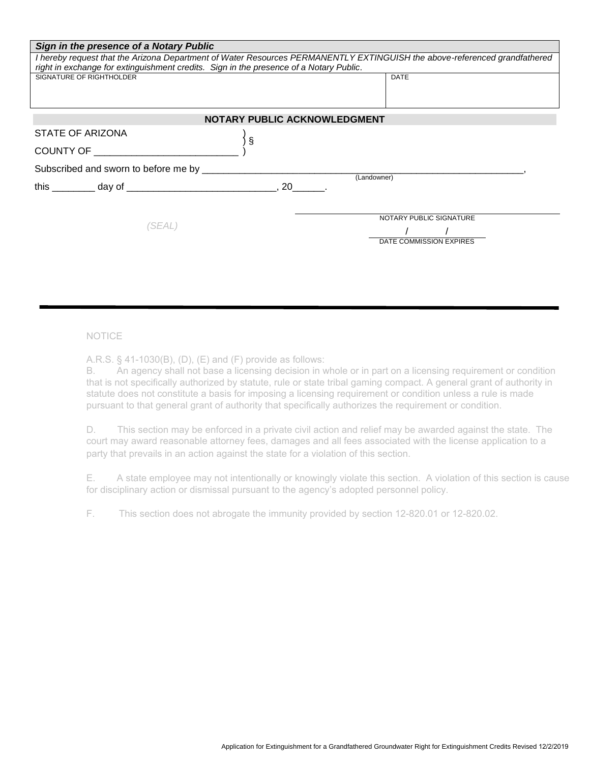| ***Sign in the presence of a Notary Public*** | |
|---|---|
| *I hereby request that the Arizona Department of Water Resources PERMANENTLY EXTINGUISH the above-referenced grandfathered right in exchange for extinguishment credits. Sign in the presence of a Notary Public.* | |
| SIGNATURE OF RIGHTHOLDER | DATE |

## NOTARY PUBLIC ACKNOWLEDGMENT

STATE OF ARIZONA )
) §
COUNTY OF ___________________________ )

Subscribed and sworn to before me by _________________________________________________________________,
(Landowner)

this ________ day of ____________________________, 20______.

(SEAL)

NOTARY PUBLIC SIGNATURE

/ /
DATE COMMISSION EXPIRES

---

NOTICE

A.R.S. § 41-1030(B), (D), (E) and (F) provide as follows:

B. An agency shall not base a licensing decision in whole or in part on a licensing requirement or condition that is not specifically authorized by statute, rule or state tribal gaming compact. A general grant of authority in statute does not constitute a basis for imposing a licensing requirement or condition unless a rule is made pursuant to that general grant of authority that specifically authorizes the requirement or condition.

D. This section may be enforced in a private civil action and relief may be awarded against the state. The court may award reasonable attorney fees, damages and all fees associated with the license application to a party that prevails in an action against the state for a violation of this section.

E. A state employee may not intentionally or knowingly violate this section. A violation of this section is cause for disciplinary action or dismissal pursuant to the agency's adopted personnel policy.

F. This section does not abrogate the immunity provided by section 12-820.01 or 12-820.02.

Application for Extinguishment for a Grandfathered Groundwater Right for Extinguishment Credits Revised 12/2/2019